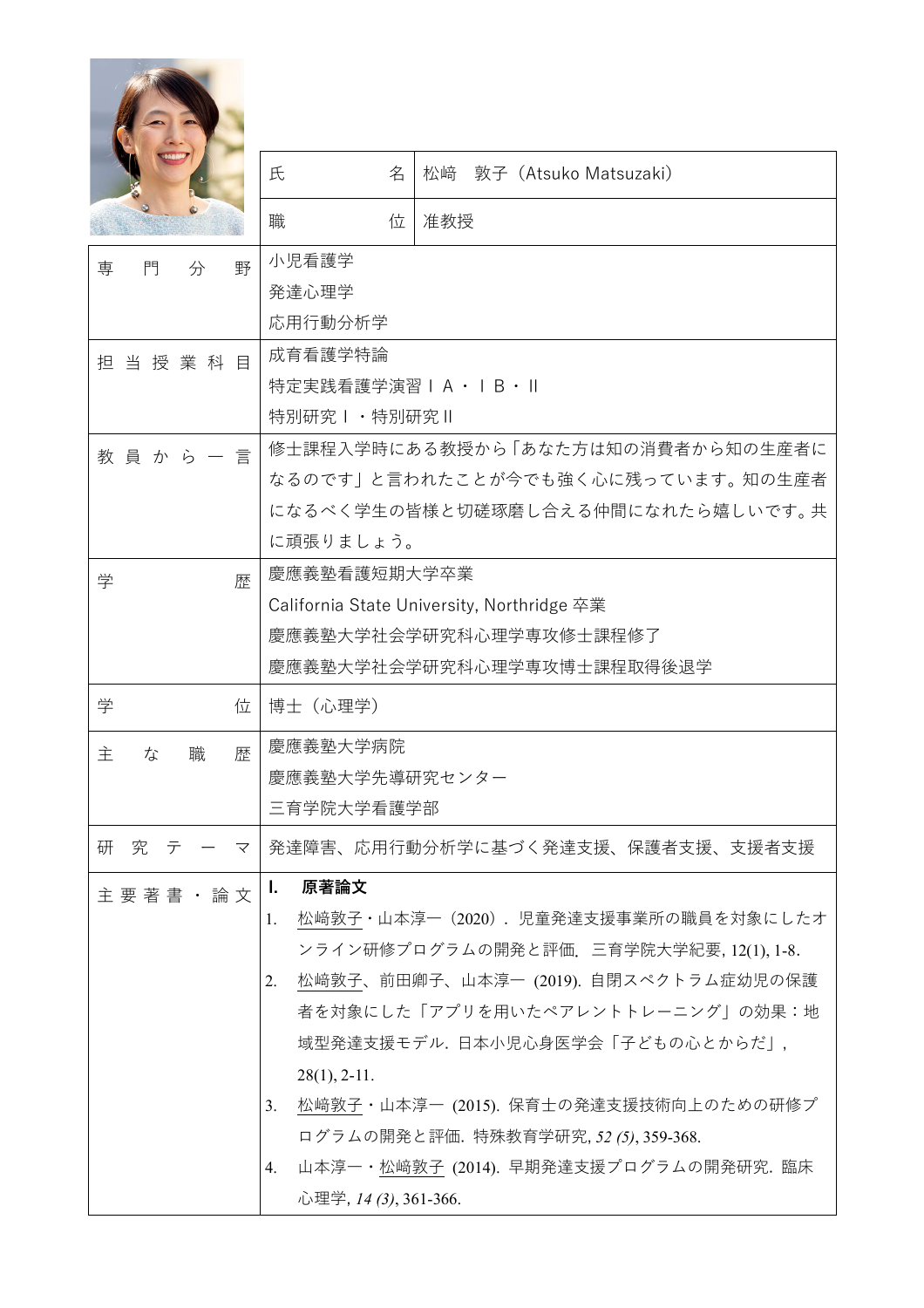| 氏名 | 松﨑　敦子（Atsuko Matsuzaki） |
| --- | --- |
| 職位 | 准教授 |
| 専門分野 | 小児看護学<br>発達心理学<br>応用行動分析学 |
| 担当授業科目 | 成育看護学特論<br>特定実践看護学演習ⅠA・ⅠB・Ⅱ<br>特別研究Ⅰ・特別研究Ⅱ |
| 教員から一言 | 修士課程入学時にある教授から「あなた方は知の消費者から知の生産者になるのです」と言われたことが今でも強く心に残っています。知の生産者になるべく学生の皆様と切磋琢磨し合える仲間になれたら嬉しいです。共に頑張りましょう。 |
| 学歴 | 慶應義塾看護短期大学卒業<br>California State University, Northridge 卒業<br>慶應義塾大学社会学研究科心理学専攻修士課程修了<br>慶應義塾大学社会学研究科心理学専攻博士課程取得後退学 |
| 学位 | 博士（心理学） |
| 主な職歴 | 慶應義塾大学病院<br>慶應義塾大学先導研究センター<br>三育学院大学看護学部 |
| 研究テーマ | 発達障害、応用行動分析学に基づく発達支援、保護者支援、支援者支援 |
| 主要著書・論文 | **I.　原著論文**<br>1. 松﨑敦子・山本淳一（2020）．児童発達支援事業所の職員を対象にしたオンライン研修プログラムの開発と評価．三育学院大学紀要, 12(1), 1-8.<br>2. 松﨑敦子、前田卿子、山本淳一 (2019). 自閉スペクトラム症幼児の保護者を対象にした「アプリを用いたペアレントトレーニング」の効果：地域型発達支援モデル. 日本小児心身医学会「子どもの心とからだ」, 28(1), 2-11.<br>3. 松﨑敦子・山本淳一 (2015). 保育士の発達支援技術向上のための研修プログラムの開発と評価. 特殊教育学研究, *52 (5)*, 359-368.<br>4. 山本淳一・松﨑敦子 (2014). 早期発達支援プログラムの開発研究. 臨床心理学, *14 (3)*, 361-366. |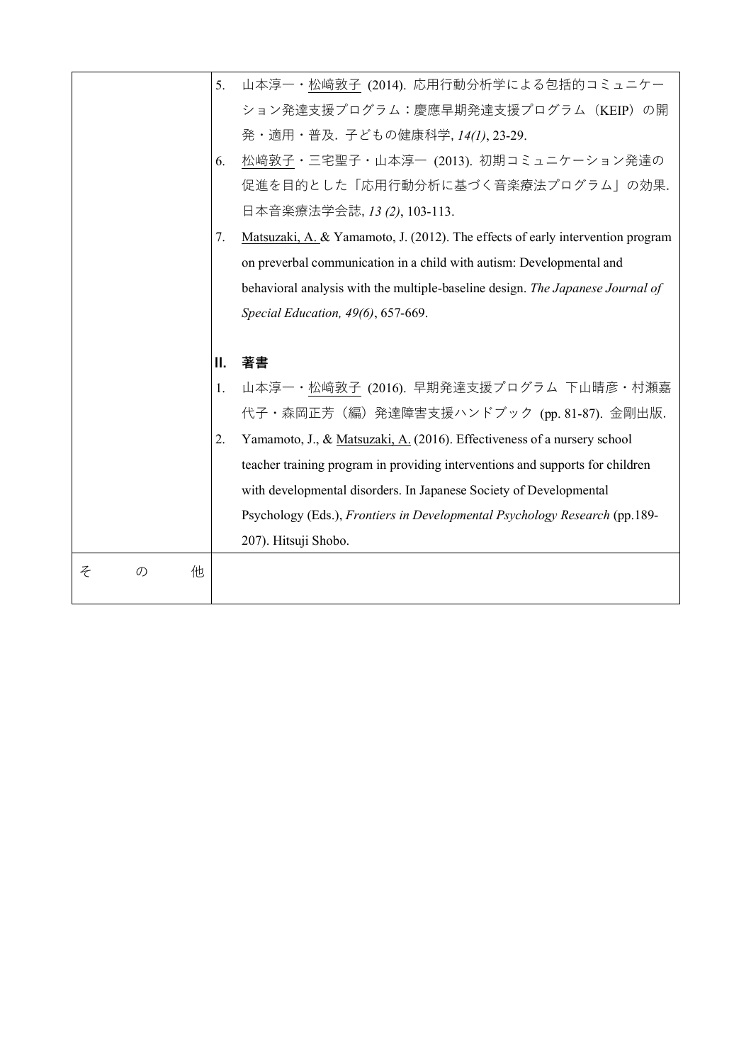| | |
|---|---|
| | 5. 山本淳一・<u>松﨑敦子</u> (2014). 応用行動分析学による包括的コミュニケーション発達支援プログラム：慶應早期発達支援プログラム（KEIP）の開発・適用・普及. 子どもの健康科学, *14(1)*, 23-29.<br>6. <u>松﨑敦子</u>・三宅聖子・山本淳一 (2013). 初期コミュニケーション発達の促進を目的とした「応用行動分析に基づく音楽療法プログラム」の効果. 日本音楽療法学会誌, *13 (2)*, 103-113.<br>7. <u>Matsuzaki, A.</u> & Yamamoto, J. (2012). The effects of early intervention program on preverbal communication in a child with autism: Developmental and behavioral analysis with the multiple-baseline design. *The Japanese Journal of Special Education, 49(6)*, 657-669.<br><br>**II. 著書**<br>1. 山本淳一・<u>松﨑敦子</u> (2016). 早期発達支援プログラム 下山晴彦・村瀬嘉代子・森岡正芳（編）発達障害支援ハンドブック (pp. 81-87). 金剛出版.<br>2. Yamamoto, J., & <u>Matsuzaki, A.</u> (2016). Effectiveness of a nursery school teacher training program in providing interventions and supports for children with developmental disorders. In Japanese Society of Developmental Psychology (Eds.), *Frontiers in Developmental Psychology Research* (pp.189-207). Hitsuji Shobo. |
| そ　の　他 | |